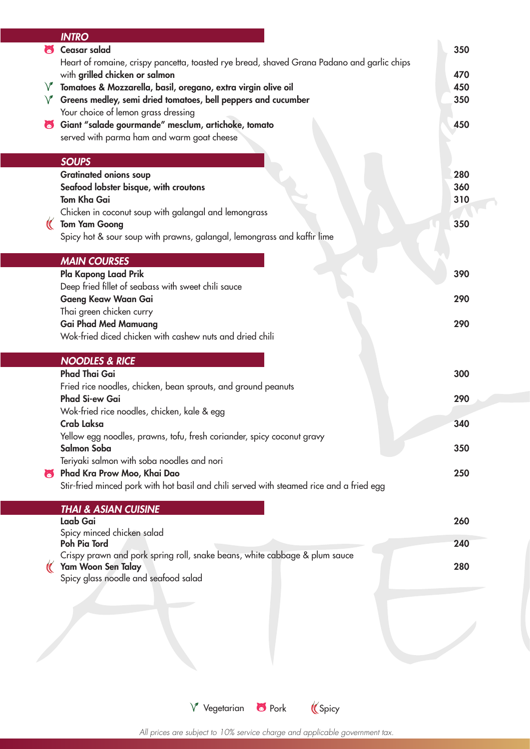## INTRO

| | Item | Price |
|---|---|---|
| Pork | **Ceasar salad**<br>Heart of romaine, crispy pancetta, toasted rye bread, shaved Grana Padano and garlic chips | 350 |
| | with **grilled chicken or salmon** | 470 |
| Vegetarian | **Tomatoes & Mozzarella, basil, oregano, extra virgin olive oil** | 450 |
| Vegetarian | **Greens medley, semi dried tomatoes, bell peppers and cucumber**<br>Your choice of lemon grass dressing | 350 |
| Pork | **Giant "salade gourmande" mesclum, artichoke, tomato**<br>served with parma ham and warm goat cheese | 450 |

## SOUPS

| | Item | Price |
|---|---|---|
| | **Gratinated onions soup** | 280 |
| | **Seafood lobster bisque, with croutons** | 360 |
| | **Tom Kha Gai**<br>Chicken in coconut soup with galangal and lemongrass | 310 |
| Spicy | **Tom Yam Goong**<br>Spicy hot & sour soup with prawns, galangal, lemongrass and kaffir lime | 350 |

## MAIN COURSES

| | Item | Price |
|---|---|---|
| | **Pla Kapong Laad Prik**<br>Deep fried fillet of seabass with sweet chili sauce | 390 |
| | **Gaeng Keaw Waan Gai**<br>Thai green chicken curry | 290 |
| | **Gai Phad Med Mamuang**<br>Wok-fried diced chicken with cashew nuts and dried chili | 290 |

## NOODLES & RICE

| | Item | Price |
|---|---|---|
| | **Phad Thai Gai**<br>Fried rice noodles, chicken, bean sprouts, and ground peanuts | 300 |
| | **Phad Si-ew Gai**<br>Wok-fried rice noodles, chicken, kale & egg | 290 |
| | **Crab Laksa**<br>Yellow egg noodles, prawns, tofu, fresh coriander, spicy coconut gravy | 340 |
| | **Salmon Soba**<br>Teriyaki salmon with soba noodles and nori | 350 |
| Pork | **Phad Kra Prow Moo, Khai Dao**<br>Stir-fried minced pork with hot basil and chili served with steamed rice and a fried egg | 250 |

## THAI & ASIAN CUISINE

| | Item | Price |
|---|---|---|
| | **Laab Gai**<br>Spicy minced chicken salad | 260 |
| | **Poh Pia Tord**<br>Crispy prawn and pork spring roll, snake beans, white cabbage & plum sauce | 240 |
| Spicy | **Yam Woon Sen Talay**<br>Spicy glass noodle and seafood salad | 280 |

Vegetarian · Pork · Spicy

*All prices are subject to 10% service charge and applicable government tax.*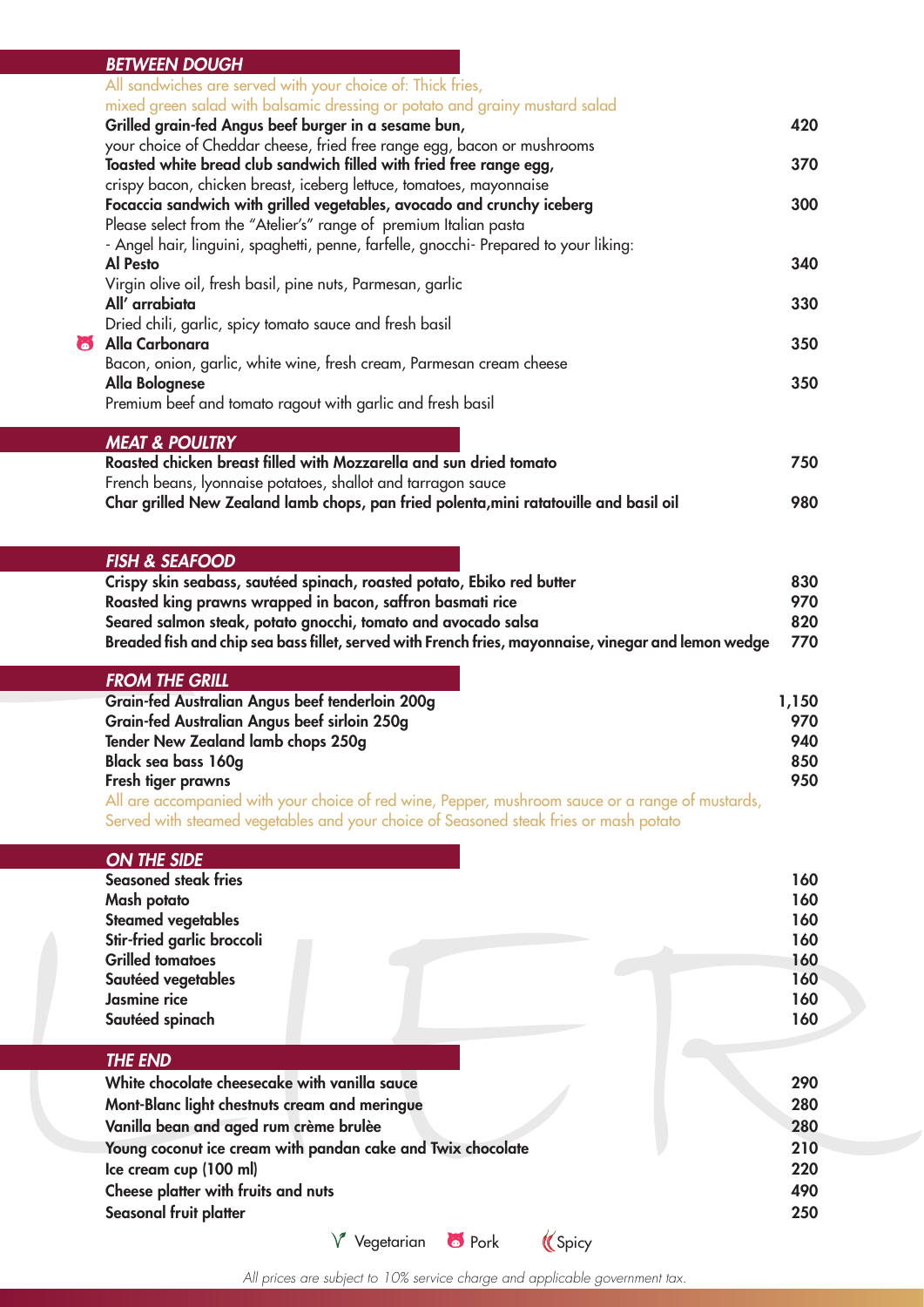## *BETWEEN DOUGH*

All sandwiches are served with your choice of: Thick fries, mixed green salad with balsamic dressing or potato and grainy mustard salad

| | |
|---|---|
| **Grilled grain-fed Angus beef burger in a sesame bun,** your choice of Cheddar cheese, fried free range egg, bacon or mushrooms | 420 |
| **Toasted white bread club sandwich filled with fried free range egg,** crispy bacon, chicken breast, iceberg lettuce, tomatoes, mayonnaise | 370 |
| **Focaccia sandwich with grilled vegetables, avocado and crunchy iceberg** | 300 |

Please select from the "Atelier's" range of premium Italian pasta
- Angel hair, linguini, spaghetti, penne, farfelle, gnocchi- Prepared to your liking:

| | |
|---|---|
| **Al Pesto** Virgin olive oil, fresh basil, pine nuts, Parmesan, garlic | 340 |
| **All' arrabiata** Dried chili, garlic, spicy tomato sauce and fresh basil | 330 |
| (Pork) **Alla Carbonara** Bacon, onion, garlic, white wine, fresh cream, Parmesan cream cheese | 350 |
| **Alla Bolognese** Premium beef and tomato ragout with garlic and fresh basil | 350 |

## *MEAT & POULTRY*

| | |
|---|---|
| **Roasted chicken breast filled with Mozzarella and sun dried tomato** French beans, lyonnaise potatoes, shallot and tarragon sauce | 750 |
| **Char grilled New Zealand lamb chops, pan fried polenta,mini ratatouille and basil oil** | 980 |

## *FISH & SEAFOOD*

| | |
|---|---|
| **Crispy skin seabass, sautéed spinach, roasted potato, Ebiko red butter** | 830 |
| **Roasted king prawns wrapped in bacon, saffron basmati rice** | 970 |
| **Seared salmon steak, potato gnocchi, tomato and avocado salsa** | 820 |
| **Breaded fish and chip sea bass fillet, served with French fries, mayonnaise, vinegar and lemon wedge** | 770 |

## *FROM THE GRILL*

| | |
|---|---|
| **Grain-fed Australian Angus beef tenderloin 200g** | 1,150 |
| **Grain-fed Australian Angus beef sirloin 250g** | 970 |
| **Tender New Zealand lamb chops 250g** | 940 |
| **Black sea bass 160g** | 850 |
| **Fresh tiger prawns** | 950 |

All are accompanied with your choice of red wine, Pepper, mushroom sauce or a range of mustards,
Served with steamed vegetables and your choice of Seasoned steak fries or mash potato

## *ON THE SIDE*

| | |
|---|---|
| **Seasoned steak fries** | 160 |
| **Mash potato** | 160 |
| **Steamed vegetables** | 160 |
| **Stir-fried garlic broccoli** | 160 |
| **Grilled tomatoes** | 160 |
| **Sautéed vegetables** | 160 |
| **Jasmine rice** | 160 |
| **Sautéed spinach** | 160 |

## *THE END*

| | |
|---|---|
| **White chocolate cheesecake with vanilla sauce** | 290 |
| **Mont-Blanc light chestnuts cream and meringue** | 280 |
| **Vanilla bean and aged rum crème brulèe** | 280 |
| **Young coconut ice cream with pandan cake and Twix chocolate** | 210 |
| **Ice cream cup (100 ml)** | 220 |
| **Cheese platter with fruits and nuts** | 490 |
| **Seasonal fruit platter** | 250 |

Vegetarian  Pork  Spicy

*All prices are subject to 10% service charge and applicable government tax.*